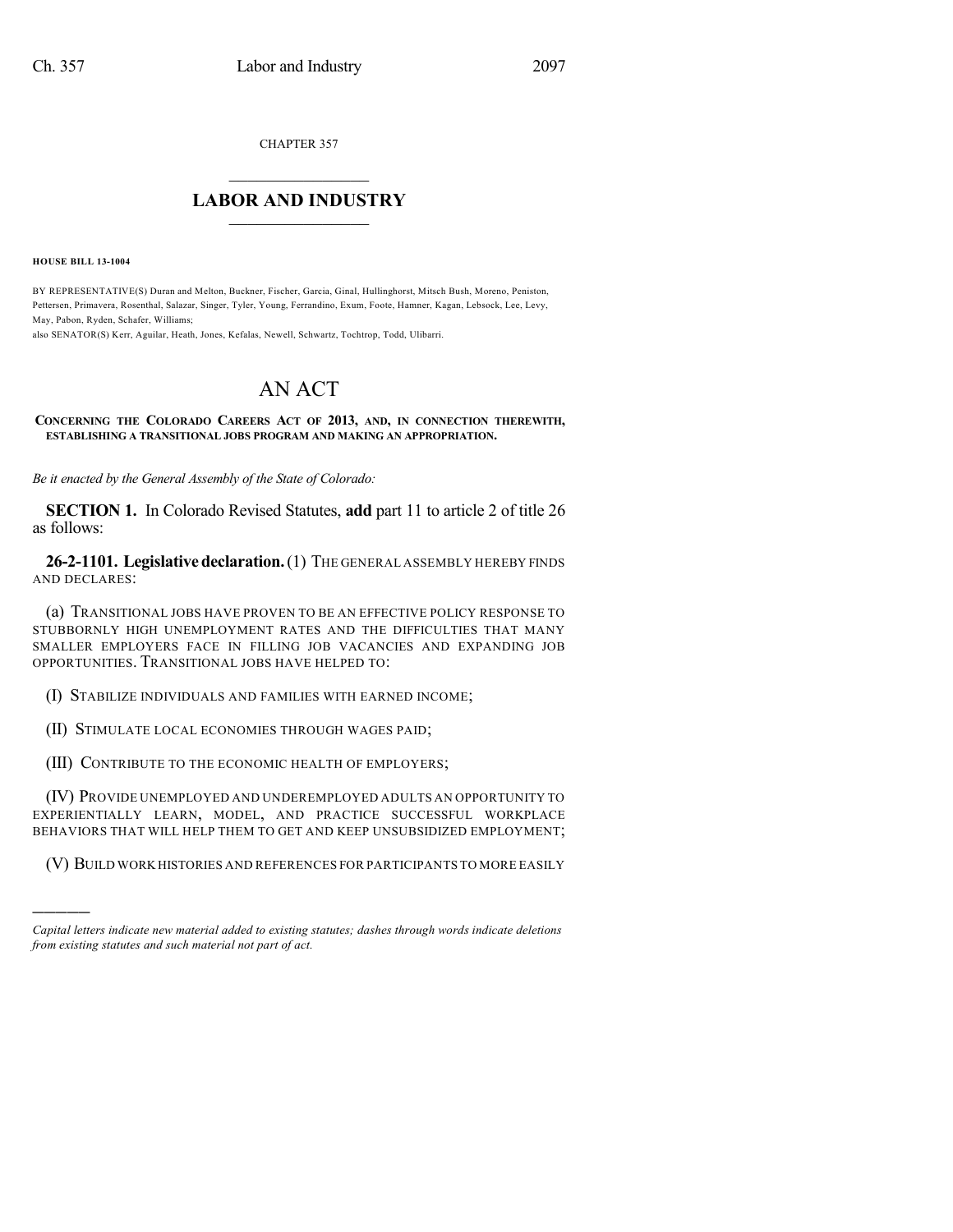CHAPTER 357

# LABOR AND INDUSTRY

**HOUSE BILL 13-1004**

BY REPRESENTATIVE(S) Duran and Melton, Buckner, Fischer, Garcia, Ginal, Hullinghorst, Mitsch Bush, Moreno, Peniston, Pettersen, Primavera, Rosenthal, Salazar, Singer, Tyler, Young, Ferrandino, Exum, Foote, Hamner, Kagan, Lebsock, Lee, Levy, May, Pabon, Ryden, Schafer, Williams;
also SENATOR(S) Kerr, Aguilar, Heath, Jones, Kefalas, Newell, Schwartz, Tochtrop, Todd, Ulibarri.

# AN ACT

**CONCERNING THE COLORADO CAREERS ACT OF 2013, AND, IN CONNECTION THEREWITH, ESTABLISHING A TRANSITIONAL JOBS PROGRAM AND MAKING AN APPROPRIATION.**

*Be it enacted by the General Assembly of the State of Colorado:*

**SECTION 1.** In Colorado Revised Statutes, **add** part 11 to article 2 of title 26 as follows:

**26-2-1101. Legislative declaration.** (1) THE GENERAL ASSEMBLY HEREBY FINDS AND DECLARES:

(a) TRANSITIONAL JOBS HAVE PROVEN TO BE AN EFFECTIVE POLICY RESPONSE TO STUBBORNLY HIGH UNEMPLOYMENT RATES AND THE DIFFICULTIES THAT MANY SMALLER EMPLOYERS FACE IN FILLING JOB VACANCIES AND EXPANDING JOB OPPORTUNITIES. TRANSITIONAL JOBS HAVE HELPED TO:

(I) STABILIZE INDIVIDUALS AND FAMILIES WITH EARNED INCOME;

(II) STIMULATE LOCAL ECONOMIES THROUGH WAGES PAID;

(III) CONTRIBUTE TO THE ECONOMIC HEALTH OF EMPLOYERS;

(IV) PROVIDE UNEMPLOYED AND UNDEREMPLOYED ADULTS AN OPPORTUNITY TO EXPERIENTIALLY LEARN, MODEL, AND PRACTICE SUCCESSFUL WORKPLACE BEHAVIORS THAT WILL HELP THEM TO GET AND KEEP UNSUBSIDIZED EMPLOYMENT;

(V) BUILD WORK HISTORIES AND REFERENCES FOR PARTICIPANTS TO MORE EASILY

---

*Capital letters indicate new material added to existing statutes; dashes through words indicate deletions from existing statutes and such material not part of act.*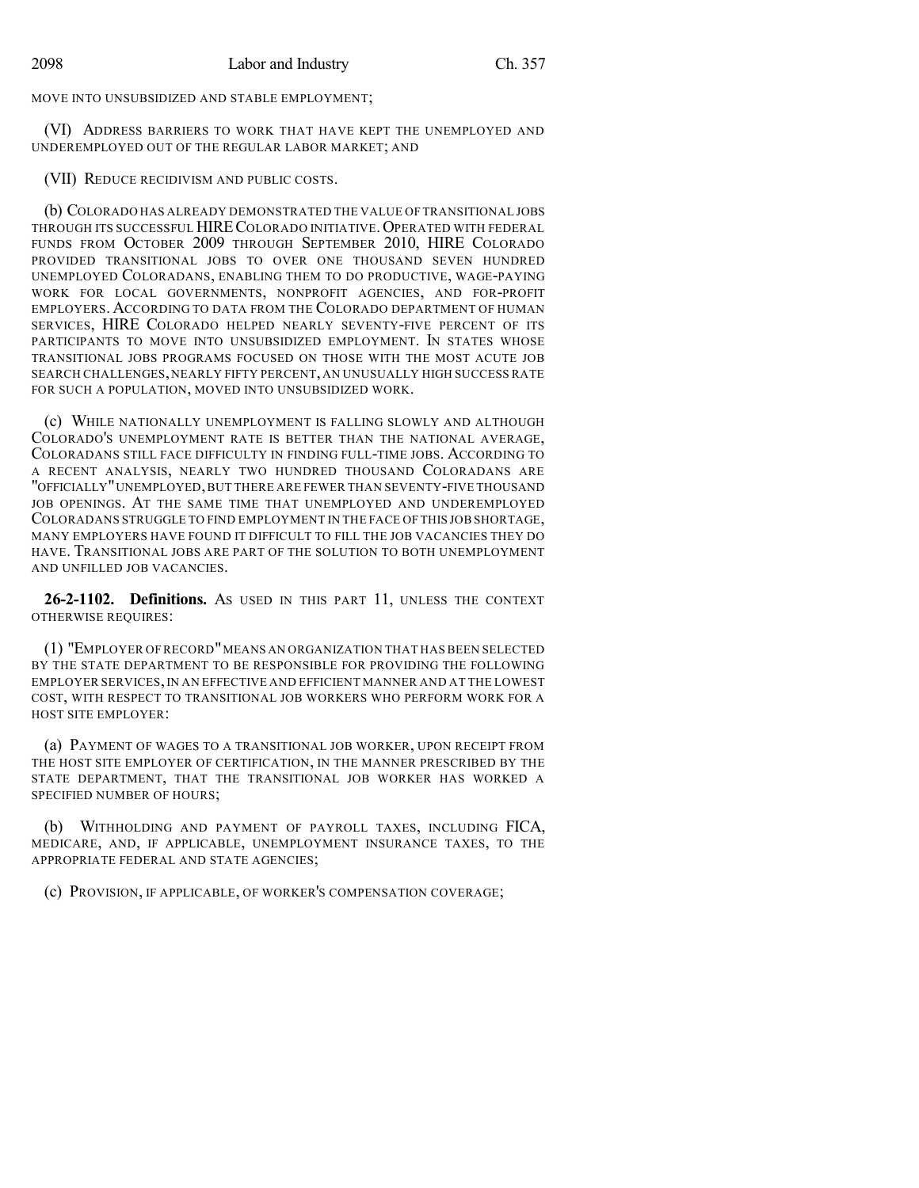MOVE INTO UNSUBSIDIZED AND STABLE EMPLOYMENT;

(VI) ADDRESS BARRIERS TO WORK THAT HAVE KEPT THE UNEMPLOYED AND UNDEREMPLOYED OUT OF THE REGULAR LABOR MARKET; AND

(VII) REDUCE RECIDIVISM AND PUBLIC COSTS.

(b) COLORADO HAS ALREADY DEMONSTRATED THE VALUE OF TRANSITIONAL JOBS THROUGH ITS SUCCESSFUL HIRE COLORADO INITIATIVE. OPERATED WITH FEDERAL FUNDS FROM OCTOBER 2009 THROUGH SEPTEMBER 2010, HIRE COLORADO PROVIDED TRANSITIONAL JOBS TO OVER ONE THOUSAND SEVEN HUNDRED UNEMPLOYED COLORADANS, ENABLING THEM TO DO PRODUCTIVE, WAGE-PAYING WORK FOR LOCAL GOVERNMENTS, NONPROFIT AGENCIES, AND FOR-PROFIT EMPLOYERS. ACCORDING TO DATA FROM THE COLORADO DEPARTMENT OF HUMAN SERVICES, HIRE COLORADO HELPED NEARLY SEVENTY-FIVE PERCENT OF ITS PARTICIPANTS TO MOVE INTO UNSUBSIDIZED EMPLOYMENT. IN STATES WHOSE TRANSITIONAL JOBS PROGRAMS FOCUSED ON THOSE WITH THE MOST ACUTE JOB SEARCH CHALLENGES, NEARLY FIFTY PERCENT, AN UNUSUALLY HIGH SUCCESS RATE FOR SUCH A POPULATION, MOVED INTO UNSUBSIDIZED WORK.

(c) WHILE NATIONALLY UNEMPLOYMENT IS FALLING SLOWLY AND ALTHOUGH COLORADO'S UNEMPLOYMENT RATE IS BETTER THAN THE NATIONAL AVERAGE, COLORADANS STILL FACE DIFFICULTY IN FINDING FULL-TIME JOBS. ACCORDING TO A RECENT ANALYSIS, NEARLY TWO HUNDRED THOUSAND COLORADANS ARE "OFFICIALLY" UNEMPLOYED, BUT THERE ARE FEWER THAN SEVENTY-FIVE THOUSAND JOB OPENINGS. AT THE SAME TIME THAT UNEMPLOYED AND UNDEREMPLOYED COLORADANS STRUGGLE TO FIND EMPLOYMENT IN THE FACE OF THIS JOB SHORTAGE, MANY EMPLOYERS HAVE FOUND IT DIFFICULT TO FILL THE JOB VACANCIES THEY DO HAVE. TRANSITIONAL JOBS ARE PART OF THE SOLUTION TO BOTH UNEMPLOYMENT AND UNFILLED JOB VACANCIES.

**26-2-1102. Definitions.** AS USED IN THIS PART 11, UNLESS THE CONTEXT OTHERWISE REQUIRES:

(1) "EMPLOYER OF RECORD" MEANS AN ORGANIZATION THAT HAS BEEN SELECTED BY THE STATE DEPARTMENT TO BE RESPONSIBLE FOR PROVIDING THE FOLLOWING EMPLOYER SERVICES, IN AN EFFECTIVE AND EFFICIENT MANNER AND AT THE LOWEST COST, WITH RESPECT TO TRANSITIONAL JOB WORKERS WHO PERFORM WORK FOR A HOST SITE EMPLOYER:

(a) PAYMENT OF WAGES TO A TRANSITIONAL JOB WORKER, UPON RECEIPT FROM THE HOST SITE EMPLOYER OF CERTIFICATION, IN THE MANNER PRESCRIBED BY THE STATE DEPARTMENT, THAT THE TRANSITIONAL JOB WORKER HAS WORKED A SPECIFIED NUMBER OF HOURS;

(b) WITHHOLDING AND PAYMENT OF PAYROLL TAXES, INCLUDING FICA, MEDICARE, AND, IF APPLICABLE, UNEMPLOYMENT INSURANCE TAXES, TO THE APPROPRIATE FEDERAL AND STATE AGENCIES;

(c) PROVISION, IF APPLICABLE, OF WORKER'S COMPENSATION COVERAGE;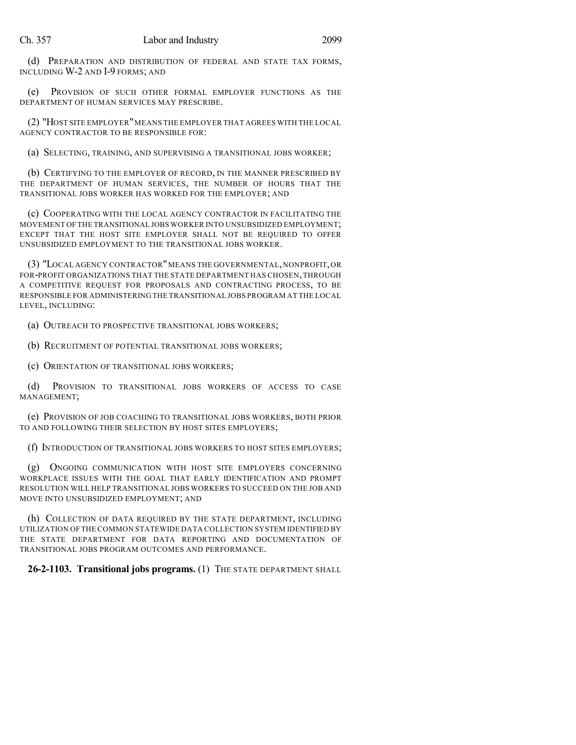(d) PREPARATION AND DISTRIBUTION OF FEDERAL AND STATE TAX FORMS, INCLUDING W-2 AND I-9 FORMS; AND

(e) PROVISION OF SUCH OTHER FORMAL EMPLOYER FUNCTIONS AS THE DEPARTMENT OF HUMAN SERVICES MAY PRESCRIBE.

(2) "HOST SITE EMPLOYER" MEANS THE EMPLOYER THAT AGREES WITH THE LOCAL AGENCY CONTRACTOR TO BE RESPONSIBLE FOR:

(a) SELECTING, TRAINING, AND SUPERVISING A TRANSITIONAL JOBS WORKER;

(b) CERTIFYING TO THE EMPLOYER OF RECORD, IN THE MANNER PRESCRIBED BY THE DEPARTMENT OF HUMAN SERVICES, THE NUMBER OF HOURS THAT THE TRANSITIONAL JOBS WORKER HAS WORKED FOR THE EMPLOYER; AND

(c) COOPERATING WITH THE LOCAL AGENCY CONTRACTOR IN FACILITATING THE MOVEMENT OF THE TRANSITIONAL JOBS WORKER INTO UNSUBSIDIZED EMPLOYMENT; EXCEPT THAT THE HOST SITE EMPLOYER SHALL NOT BE REQUIRED TO OFFER UNSUBSIDIZED EMPLOYMENT TO THE TRANSITIONAL JOBS WORKER.

(3) "LOCAL AGENCY CONTRACTOR" MEANS THE GOVERNMENTAL, NONPROFIT, OR FOR-PROFIT ORGANIZATIONS THAT THE STATE DEPARTMENT HAS CHOSEN, THROUGH A COMPETITIVE REQUEST FOR PROPOSALS AND CONTRACTING PROCESS, TO BE RESPONSIBLE FOR ADMINISTERING THE TRANSITIONAL JOBS PROGRAM AT THE LOCAL LEVEL, INCLUDING:

(a) OUTREACH TO PROSPECTIVE TRANSITIONAL JOBS WORKERS;

(b) RECRUITMENT OF POTENTIAL TRANSITIONAL JOBS WORKERS;

(c) ORIENTATION OF TRANSITIONAL JOBS WORKERS;

(d) PROVISION TO TRANSITIONAL JOBS WORKERS OF ACCESS TO CASE MANAGEMENT;

(e) PROVISION OF JOB COACHING TO TRANSITIONAL JOBS WORKERS, BOTH PRIOR TO AND FOLLOWING THEIR SELECTION BY HOST SITES EMPLOYERS;

(f) INTRODUCTION OF TRANSITIONAL JOBS WORKERS TO HOST SITES EMPLOYERS;

(g) ONGOING COMMUNICATION WITH HOST SITE EMPLOYERS CONCERNING WORKPLACE ISSUES WITH THE GOAL THAT EARLY IDENTIFICATION AND PROMPT RESOLUTION WILL HELP TRANSITIONAL JOBS WORKERS TO SUCCEED ON THE JOB AND MOVE INTO UNSUBSIDIZED EMPLOYMENT; AND

(h) COLLECTION OF DATA REQUIRED BY THE STATE DEPARTMENT, INCLUDING UTILIZATION OF THE COMMON STATEWIDE DATA COLLECTION SYSTEM IDENTIFIED BY THE STATE DEPARTMENT FOR DATA REPORTING AND DOCUMENTATION OF TRANSITIONAL JOBS PROGRAM OUTCOMES AND PERFORMANCE.

**26-2-1103. Transitional jobs programs.** (1) THE STATE DEPARTMENT SHALL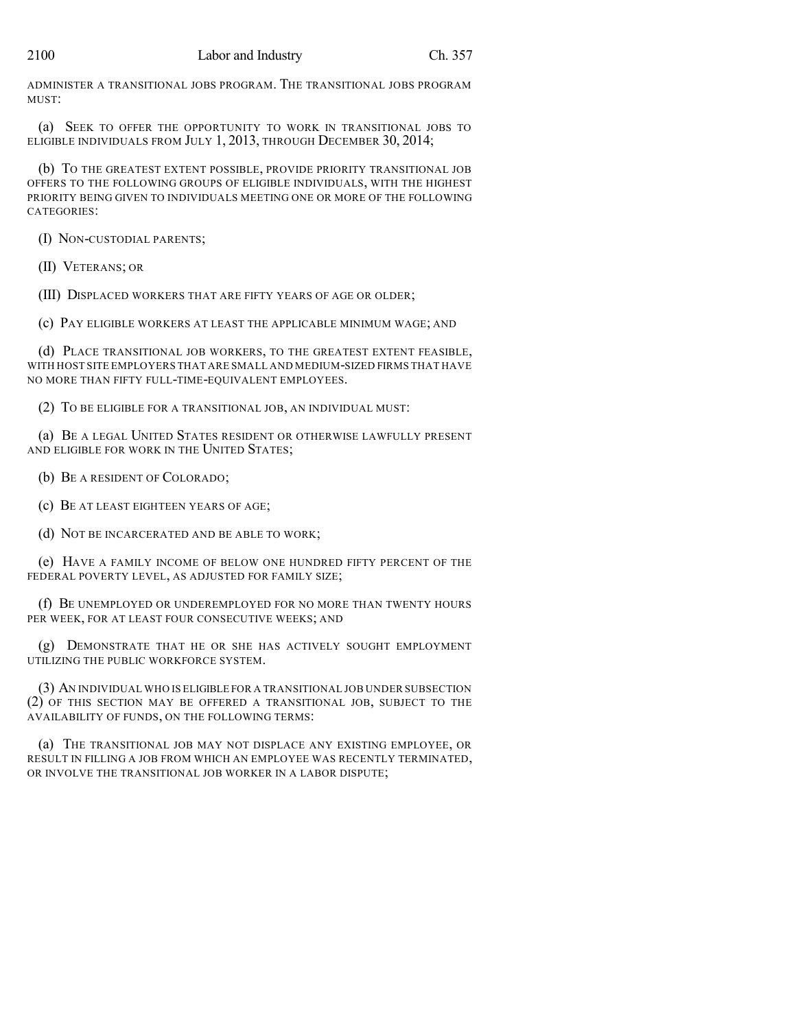ADMINISTER A TRANSITIONAL JOBS PROGRAM. THE TRANSITIONAL JOBS PROGRAM MUST:

(a) SEEK TO OFFER THE OPPORTUNITY TO WORK IN TRANSITIONAL JOBS TO ELIGIBLE INDIVIDUALS FROM JULY 1, 2013, THROUGH DECEMBER 30, 2014;

(b) TO THE GREATEST EXTENT POSSIBLE, PROVIDE PRIORITY TRANSITIONAL JOB OFFERS TO THE FOLLOWING GROUPS OF ELIGIBLE INDIVIDUALS, WITH THE HIGHEST PRIORITY BEING GIVEN TO INDIVIDUALS MEETING ONE OR MORE OF THE FOLLOWING CATEGORIES:

(I) NON-CUSTODIAL PARENTS;

(II) VETERANS; OR

(III) DISPLACED WORKERS THAT ARE FIFTY YEARS OF AGE OR OLDER;

(c) PAY ELIGIBLE WORKERS AT LEAST THE APPLICABLE MINIMUM WAGE; AND

(d) PLACE TRANSITIONAL JOB WORKERS, TO THE GREATEST EXTENT FEASIBLE, WITH HOST SITE EMPLOYERS THAT ARE SMALL AND MEDIUM-SIZED FIRMS THAT HAVE NO MORE THAN FIFTY FULL-TIME-EQUIVALENT EMPLOYEES.

(2) TO BE ELIGIBLE FOR A TRANSITIONAL JOB, AN INDIVIDUAL MUST:

(a) BE A LEGAL UNITED STATES RESIDENT OR OTHERWISE LAWFULLY PRESENT AND ELIGIBLE FOR WORK IN THE UNITED STATES;

(b) BE A RESIDENT OF COLORADO;

(c) BE AT LEAST EIGHTEEN YEARS OF AGE;

(d) NOT BE INCARCERATED AND BE ABLE TO WORK;

(e) HAVE A FAMILY INCOME OF BELOW ONE HUNDRED FIFTY PERCENT OF THE FEDERAL POVERTY LEVEL, AS ADJUSTED FOR FAMILY SIZE;

(f) BE UNEMPLOYED OR UNDEREMPLOYED FOR NO MORE THAN TWENTY HOURS PER WEEK, FOR AT LEAST FOUR CONSECUTIVE WEEKS; AND

(g) DEMONSTRATE THAT HE OR SHE HAS ACTIVELY SOUGHT EMPLOYMENT UTILIZING THE PUBLIC WORKFORCE SYSTEM.

(3) AN INDIVIDUAL WHO IS ELIGIBLE FOR A TRANSITIONAL JOB UNDER SUBSECTION (2) OF THIS SECTION MAY BE OFFERED A TRANSITIONAL JOB, SUBJECT TO THE AVAILABILITY OF FUNDS, ON THE FOLLOWING TERMS:

(a) THE TRANSITIONAL JOB MAY NOT DISPLACE ANY EXISTING EMPLOYEE, OR RESULT IN FILLING A JOB FROM WHICH AN EMPLOYEE WAS RECENTLY TERMINATED, OR INVOLVE THE TRANSITIONAL JOB WORKER IN A LABOR DISPUTE;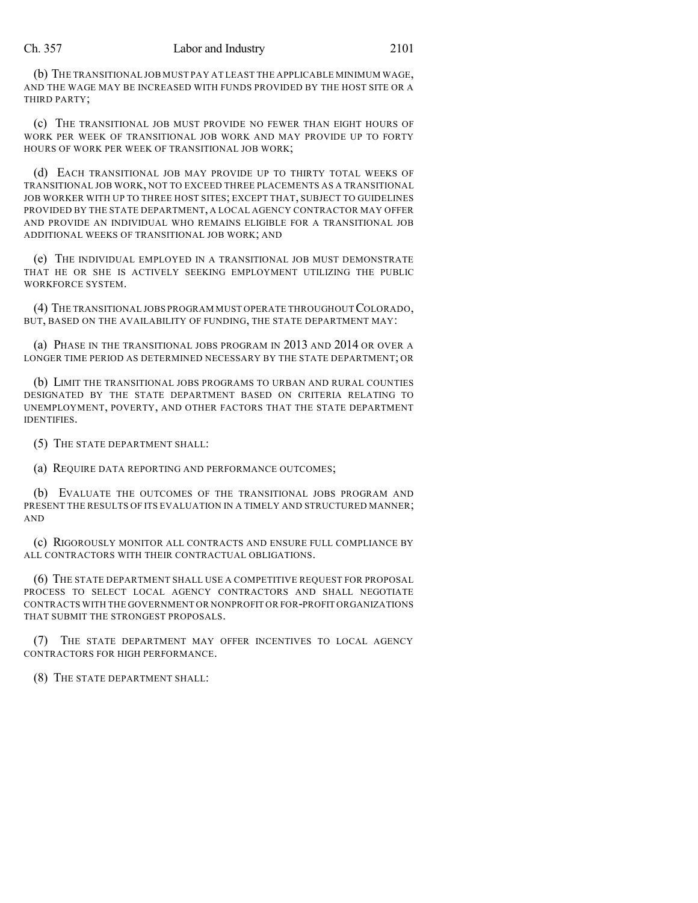(b) THE TRANSITIONAL JOB MUST PAY AT LEAST THE APPLICABLE MINIMUM WAGE, AND THE WAGE MAY BE INCREASED WITH FUNDS PROVIDED BY THE HOST SITE OR A THIRD PARTY;

(c) THE TRANSITIONAL JOB MUST PROVIDE NO FEWER THAN EIGHT HOURS OF WORK PER WEEK OF TRANSITIONAL JOB WORK AND MAY PROVIDE UP TO FORTY HOURS OF WORK PER WEEK OF TRANSITIONAL JOB WORK;

(d) EACH TRANSITIONAL JOB MAY PROVIDE UP TO THIRTY TOTAL WEEKS OF TRANSITIONAL JOB WORK, NOT TO EXCEED THREE PLACEMENTS AS A TRANSITIONAL JOB WORKER WITH UP TO THREE HOST SITES; EXCEPT THAT, SUBJECT TO GUIDELINES PROVIDED BY THE STATE DEPARTMENT, A LOCAL AGENCY CONTRACTOR MAY OFFER AND PROVIDE AN INDIVIDUAL WHO REMAINS ELIGIBLE FOR A TRANSITIONAL JOB ADDITIONAL WEEKS OF TRANSITIONAL JOB WORK; AND

(e) THE INDIVIDUAL EMPLOYED IN A TRANSITIONAL JOB MUST DEMONSTRATE THAT HE OR SHE IS ACTIVELY SEEKING EMPLOYMENT UTILIZING THE PUBLIC WORKFORCE SYSTEM.

(4) THE TRANSITIONAL JOBS PROGRAM MUST OPERATE THROUGHOUT COLORADO, BUT, BASED ON THE AVAILABILITY OF FUNDING, THE STATE DEPARTMENT MAY:

(a) PHASE IN THE TRANSITIONAL JOBS PROGRAM IN 2013 AND 2014 OR OVER A LONGER TIME PERIOD AS DETERMINED NECESSARY BY THE STATE DEPARTMENT; OR

(b) LIMIT THE TRANSITIONAL JOBS PROGRAMS TO URBAN AND RURAL COUNTIES DESIGNATED BY THE STATE DEPARTMENT BASED ON CRITERIA RELATING TO UNEMPLOYMENT, POVERTY, AND OTHER FACTORS THAT THE STATE DEPARTMENT IDENTIFIES.

(5) THE STATE DEPARTMENT SHALL:

(a) REQUIRE DATA REPORTING AND PERFORMANCE OUTCOMES;

(b) EVALUATE THE OUTCOMES OF THE TRANSITIONAL JOBS PROGRAM AND PRESENT THE RESULTS OF ITS EVALUATION IN A TIMELY AND STRUCTURED MANNER; AND

(c) RIGOROUSLY MONITOR ALL CONTRACTS AND ENSURE FULL COMPLIANCE BY ALL CONTRACTORS WITH THEIR CONTRACTUAL OBLIGATIONS.

(6) THE STATE DEPARTMENT SHALL USE A COMPETITIVE REQUEST FOR PROPOSAL PROCESS TO SELECT LOCAL AGENCY CONTRACTORS AND SHALL NEGOTIATE CONTRACTS WITH THE GOVERNMENT OR NONPROFIT OR FOR-PROFIT ORGANIZATIONS THAT SUBMIT THE STRONGEST PROPOSALS.

(7) THE STATE DEPARTMENT MAY OFFER INCENTIVES TO LOCAL AGENCY CONTRACTORS FOR HIGH PERFORMANCE.

(8) THE STATE DEPARTMENT SHALL: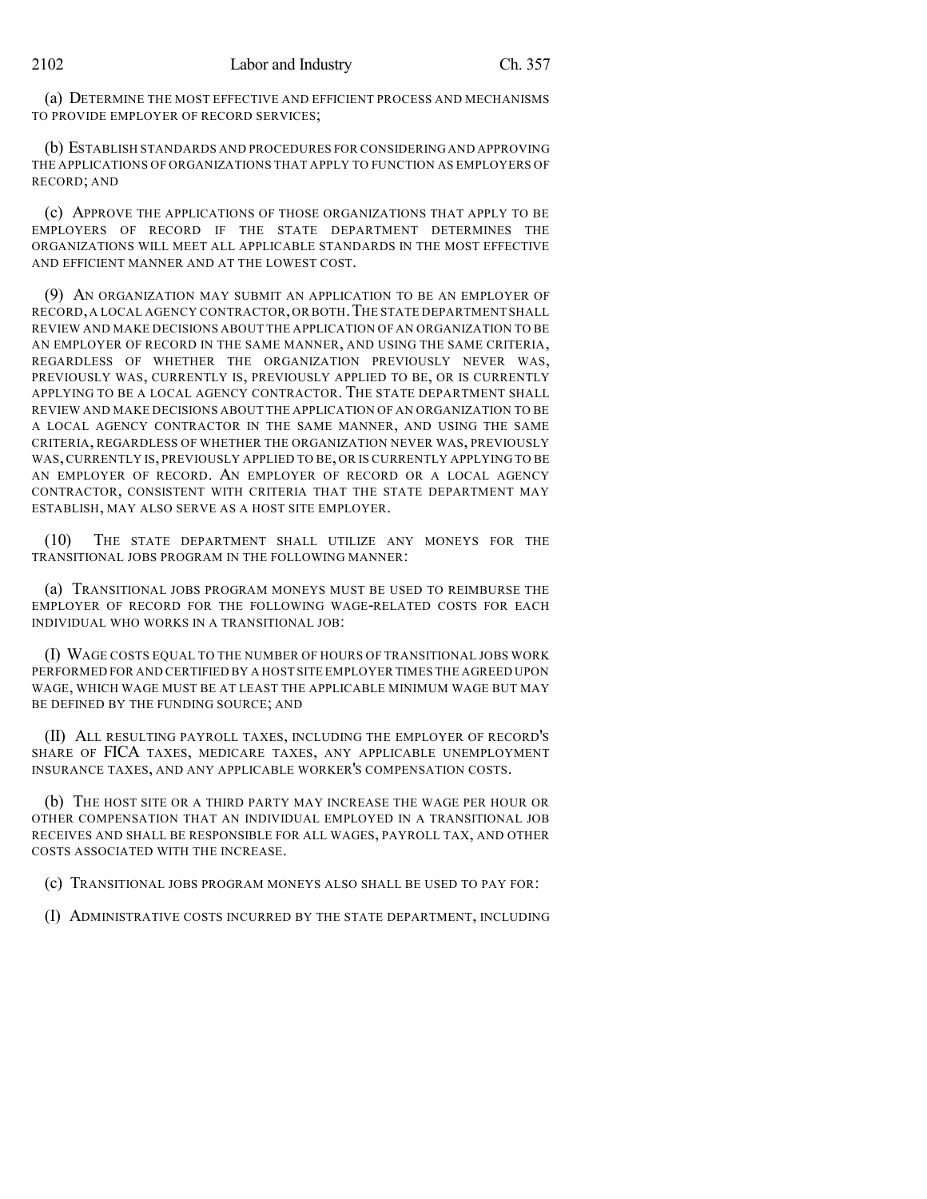(a) DETERMINE THE MOST EFFECTIVE AND EFFICIENT PROCESS AND MECHANISMS TO PROVIDE EMPLOYER OF RECORD SERVICES;

(b) ESTABLISH STANDARDS AND PROCEDURES FOR CONSIDERING AND APPROVING THE APPLICATIONS OF ORGANIZATIONS THAT APPLY TO FUNCTION AS EMPLOYERS OF RECORD; AND

(c) APPROVE THE APPLICATIONS OF THOSE ORGANIZATIONS THAT APPLY TO BE EMPLOYERS OF RECORD IF THE STATE DEPARTMENT DETERMINES THE ORGANIZATIONS WILL MEET ALL APPLICABLE STANDARDS IN THE MOST EFFECTIVE AND EFFICIENT MANNER AND AT THE LOWEST COST.

(9) AN ORGANIZATION MAY SUBMIT AN APPLICATION TO BE AN EMPLOYER OF RECORD, A LOCAL AGENCY CONTRACTOR, OR BOTH. THE STATE DEPARTMENT SHALL REVIEW AND MAKE DECISIONS ABOUT THE APPLICATION OF AN ORGANIZATION TO BE AN EMPLOYER OF RECORD IN THE SAME MANNER, AND USING THE SAME CRITERIA, REGARDLESS OF WHETHER THE ORGANIZATION PREVIOUSLY NEVER WAS, PREVIOUSLY WAS, CURRENTLY IS, PREVIOUSLY APPLIED TO BE, OR IS CURRENTLY APPLYING TO BE A LOCAL AGENCY CONTRACTOR. THE STATE DEPARTMENT SHALL REVIEW AND MAKE DECISIONS ABOUT THE APPLICATION OF AN ORGANIZATION TO BE A LOCAL AGENCY CONTRACTOR IN THE SAME MANNER, AND USING THE SAME CRITERIA, REGARDLESS OF WHETHER THE ORGANIZATION NEVER WAS, PREVIOUSLY WAS, CURRENTLY IS, PREVIOUSLY APPLIED TO BE, OR IS CURRENTLY APPLYING TO BE AN EMPLOYER OF RECORD. AN EMPLOYER OF RECORD OR A LOCAL AGENCY CONTRACTOR, CONSISTENT WITH CRITERIA THAT THE STATE DEPARTMENT MAY ESTABLISH, MAY ALSO SERVE AS A HOST SITE EMPLOYER.

(10) THE STATE DEPARTMENT SHALL UTILIZE ANY MONEYS FOR THE TRANSITIONAL JOBS PROGRAM IN THE FOLLOWING MANNER:

(a) TRANSITIONAL JOBS PROGRAM MONEYS MUST BE USED TO REIMBURSE THE EMPLOYER OF RECORD FOR THE FOLLOWING WAGE-RELATED COSTS FOR EACH INDIVIDUAL WHO WORKS IN A TRANSITIONAL JOB:

(I) WAGE COSTS EQUAL TO THE NUMBER OF HOURS OF TRANSITIONAL JOBS WORK PERFORMED FOR AND CERTIFIED BY A HOST SITE EMPLOYER TIMES THE AGREED UPON WAGE, WHICH WAGE MUST BE AT LEAST THE APPLICABLE MINIMUM WAGE BUT MAY BE DEFINED BY THE FUNDING SOURCE; AND

(II) ALL RESULTING PAYROLL TAXES, INCLUDING THE EMPLOYER OF RECORD'S SHARE OF FICA TAXES, MEDICARE TAXES, ANY APPLICABLE UNEMPLOYMENT INSURANCE TAXES, AND ANY APPLICABLE WORKER'S COMPENSATION COSTS.

(b) THE HOST SITE OR A THIRD PARTY MAY INCREASE THE WAGE PER HOUR OR OTHER COMPENSATION THAT AN INDIVIDUAL EMPLOYED IN A TRANSITIONAL JOB RECEIVES AND SHALL BE RESPONSIBLE FOR ALL WAGES, PAYROLL TAX, AND OTHER COSTS ASSOCIATED WITH THE INCREASE.

(c) TRANSITIONAL JOBS PROGRAM MONEYS ALSO SHALL BE USED TO PAY FOR:

(I) ADMINISTRATIVE COSTS INCURRED BY THE STATE DEPARTMENT, INCLUDING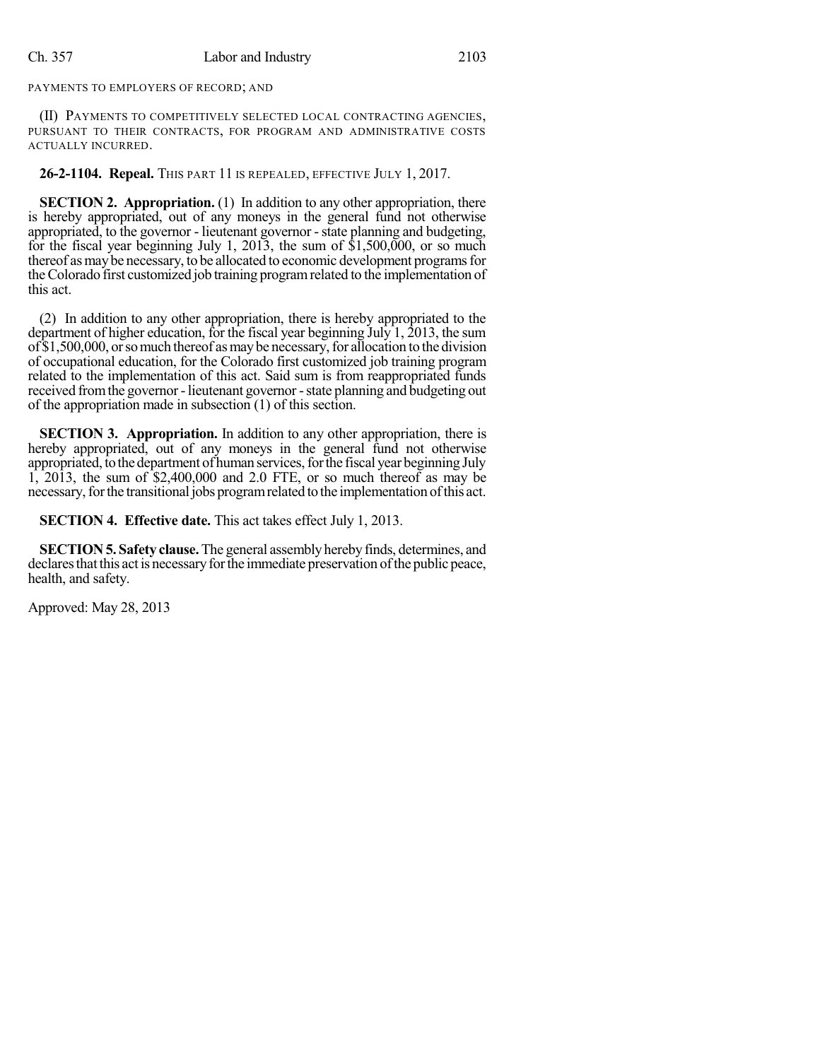PAYMENTS TO EMPLOYERS OF RECORD; AND

(II) PAYMENTS TO COMPETITIVELY SELECTED LOCAL CONTRACTING AGENCIES, PURSUANT TO THEIR CONTRACTS, FOR PROGRAM AND ADMINISTRATIVE COSTS ACTUALLY INCURRED.

**26-2-1104. Repeal.** THIS PART 11 IS REPEALED, EFFECTIVE JULY 1, 2017.

**SECTION 2. Appropriation.** (1) In addition to any other appropriation, there is hereby appropriated, out of any moneys in the general fund not otherwise appropriated, to the governor - lieutenant governor - state planning and budgeting, for the fiscal year beginning July 1, 2013, the sum of $1,500,000, or so much thereof as may be necessary, to be allocated to economic development programs for the Colorado first customized job training program related to the implementation of this act.

(2) In addition to any other appropriation, there is hereby appropriated to the department of higher education, for the fiscal year beginning July 1, 2013, the sum of $1,500,000, or so much thereof as may be necessary, for allocation to the division of occupational education, for the Colorado first customized job training program related to the implementation of this act. Said sum is from reappropriated funds received from the governor - lieutenant governor - state planning and budgeting out of the appropriation made in subsection (1) of this section.

**SECTION 3. Appropriation.** In addition to any other appropriation, there is hereby appropriated, out of any moneys in the general fund not otherwise appropriated, to the department of human services, for the fiscal year beginning July 1, 2013, the sum of $2,400,000 and 2.0 FTE, or so much thereof as may be necessary, for the transitional jobs program related to the implementation of this act.

**SECTION 4. Effective date.** This act takes effect July 1, 2013.

**SECTION 5. Safety clause.** The general assembly hereby finds, determines, and declares that this act is necessary for the immediate preservation of the public peace, health, and safety.

Approved: May 28, 2013